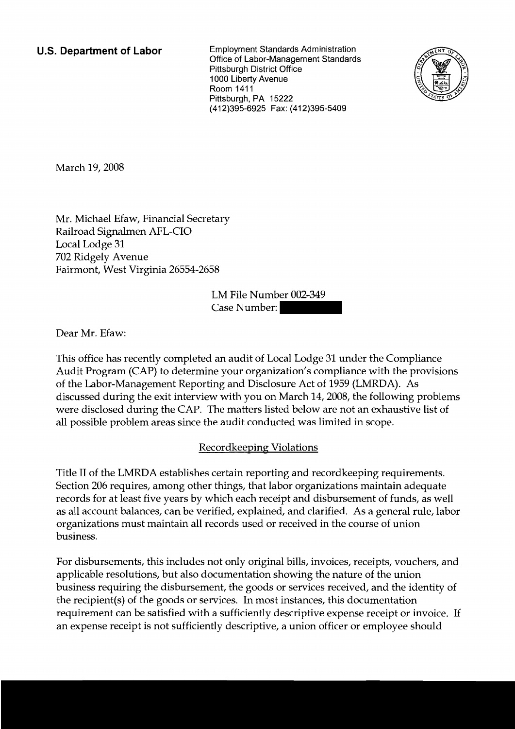**U.S. Department of Labor**

Employment Standards Administration
Office of Labor-Management Standards
Pittsburgh District Office
1000 Liberty Avenue
Room 1411
Pittsburgh, PA 15222
(412)395-6925 Fax: (412)395-5409

March 19, 2008

Mr. Michael Efaw, Financial Secretary
Railroad Signalmen AFL-CIO
Local Lodge 31
702 Ridgely Avenue
Fairmont, West Virginia 26554-2658

LM File Number 002-349
Case Number:

Dear Mr. Efaw:

This office has recently completed an audit of Local Lodge 31 under the Compliance Audit Program (CAP) to determine your organization's compliance with the provisions of the Labor-Management Reporting and Disclosure Act of 1959 (LMRDA). As discussed during the exit interview with you on March 14, 2008, the following problems were disclosed during the CAP. The matters listed below are not an exhaustive list of all possible problem areas since the audit conducted was limited in scope.

## Recordkeeping Violations

Title II of the LMRDA establishes certain reporting and recordkeeping requirements. Section 206 requires, among other things, that labor organizations maintain adequate records for at least five years by which each receipt and disbursement of funds, as well as all account balances, can be verified, explained, and clarified. As a general rule, labor organizations must maintain all records used or received in the course of union business.

For disbursements, this includes not only original bills, invoices, receipts, vouchers, and applicable resolutions, but also documentation showing the nature of the union business requiring the disbursement, the goods or services received, and the identity of the recipient(s) of the goods or services. In most instances, this documentation requirement can be satisfied with a sufficiently descriptive expense receipt or invoice. If an expense receipt is not sufficiently descriptive, a union officer or employee should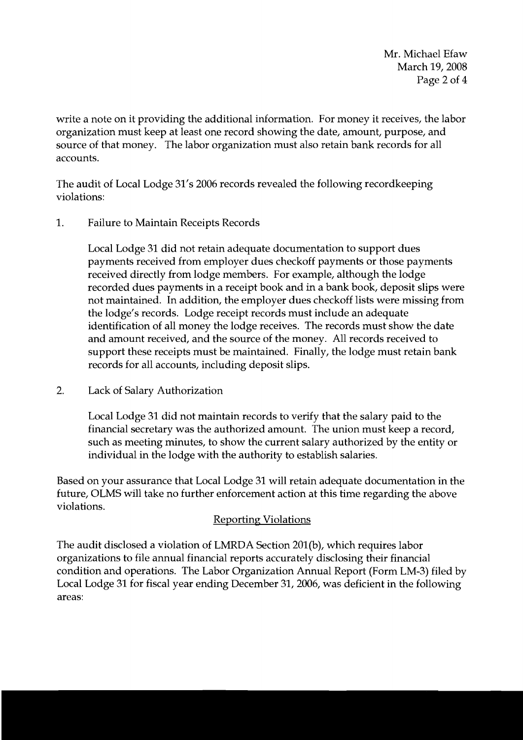write a note on it providing the additional information. For money it receives, the labor organization must keep at least one record showing the date, amount, purpose, and source of that money. The labor organization must also retain bank records for all accounts.

The audit of Local Lodge 31's 2006 records revealed the following recordkeeping violations:

1. Failure to Maintain Receipts Records

   Local Lodge 31 did not retain adequate documentation to support dues payments received from employer dues checkoff payments or those payments received directly from lodge members. For example, although the lodge recorded dues payments in a receipt book and in a bank book, deposit slips were not maintained. In addition, the employer dues checkoff lists were missing from the lodge's records. Lodge receipt records must include an adequate identification of all money the lodge receives. The records must show the date and amount received, and the source of the money. All records received to support these receipts must be maintained. Finally, the lodge must retain bank records for all accounts, including deposit slips.

2. Lack of Salary Authorization

   Local Lodge 31 did not maintain records to verify that the salary paid to the financial secretary was the authorized amount. The union must keep a record, such as meeting minutes, to show the current salary authorized by the entity or individual in the lodge with the authority to establish salaries.

Based on your assurance that Local Lodge 31 will retain adequate documentation in the future, OLMS will take no further enforcement action at this time regarding the above violations.

## Reporting Violations

The audit disclosed a violation of LMRDA Section 201(b), which requires labor organizations to file annual financial reports accurately disclosing their financial condition and operations. The Labor Organization Annual Report (Form LM-3) filed by Local Lodge 31 for fiscal year ending December 31, 2006, was deficient in the following areas: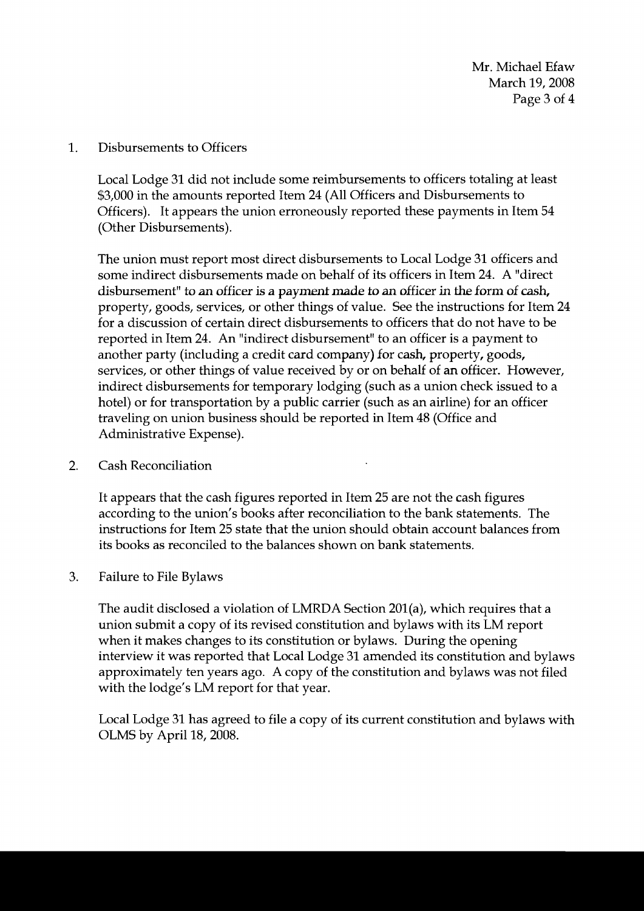1. Disbursements to Officers

   Local Lodge 31 did not include some reimbursements to officers totaling at least $3,000 in the amounts reported Item 24 (All Officers and Disbursements to Officers). It appears the union erroneously reported these payments in Item 54 (Other Disbursements).

   The union must report most direct disbursements to Local Lodge 31 officers and some indirect disbursements made on behalf of its officers in Item 24. A "direct disbursement" to an officer is a payment made to an officer in the form of cash, property, goods, services, or other things of value. See the instructions for Item 24 for a discussion of certain direct disbursements to officers that do not have to be reported in Item 24. An "indirect disbursement" to an officer is a payment to another party (including a credit card company) for cash, property, goods, services, or other things of value received by or on behalf of an officer. However, indirect disbursements for temporary lodging (such as a union check issued to a hotel) or for transportation by a public carrier (such as an airline) for an officer traveling on union business should be reported in Item 48 (Office and Administrative Expense).

2. Cash Reconciliation

   It appears that the cash figures reported in Item 25 are not the cash figures according to the union's books after reconciliation to the bank statements. The instructions for Item 25 state that the union should obtain account balances from its books as reconciled to the balances shown on bank statements.

3. Failure to File Bylaws

   The audit disclosed a violation of LMRDA Section 201(a), which requires that a union submit a copy of its revised constitution and bylaws with its LM report when it makes changes to its constitution or bylaws. During the opening interview it was reported that Local Lodge 31 amended its constitution and bylaws approximately ten years ago. A copy of the constitution and bylaws was not filed with the lodge's LM report for that year.

   Local Lodge 31 has agreed to file a copy of its current constitution and bylaws with OLMS by April 18, 2008.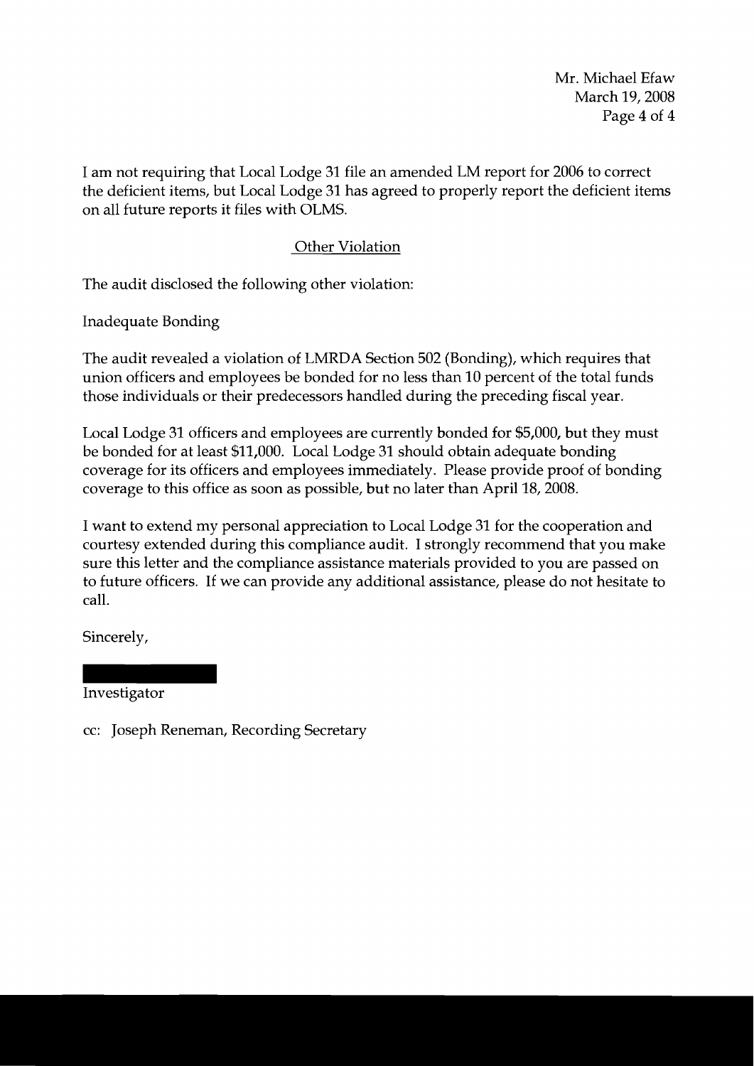I am not requiring that Local Lodge 31 file an amended LM report for 2006 to correct the deficient items, but Local Lodge 31 has agreed to properly report the deficient items on all future reports it files with OLMS.

## Other Violation

The audit disclosed the following other violation:

Inadequate Bonding

The audit revealed a violation of LMRDA Section 502 (Bonding), which requires that union officers and employees be bonded for no less than 10 percent of the total funds those individuals or their predecessors handled during the preceding fiscal year.

Local Lodge 31 officers and employees are currently bonded for $5,000, but they must be bonded for at least $11,000. Local Lodge 31 should obtain adequate bonding coverage for its officers and employees immediately. Please provide proof of bonding coverage to this office as soon as possible, but no later than April 18, 2008.

I want to extend my personal appreciation to Local Lodge 31 for the cooperation and courtesy extended during this compliance audit. I strongly recommend that you make sure this letter and the compliance assistance materials provided to you are passed on to future officers. If we can provide any additional assistance, please do not hesitate to call.

Sincerely,

Investigator

cc: Joseph Reneman, Recording Secretary